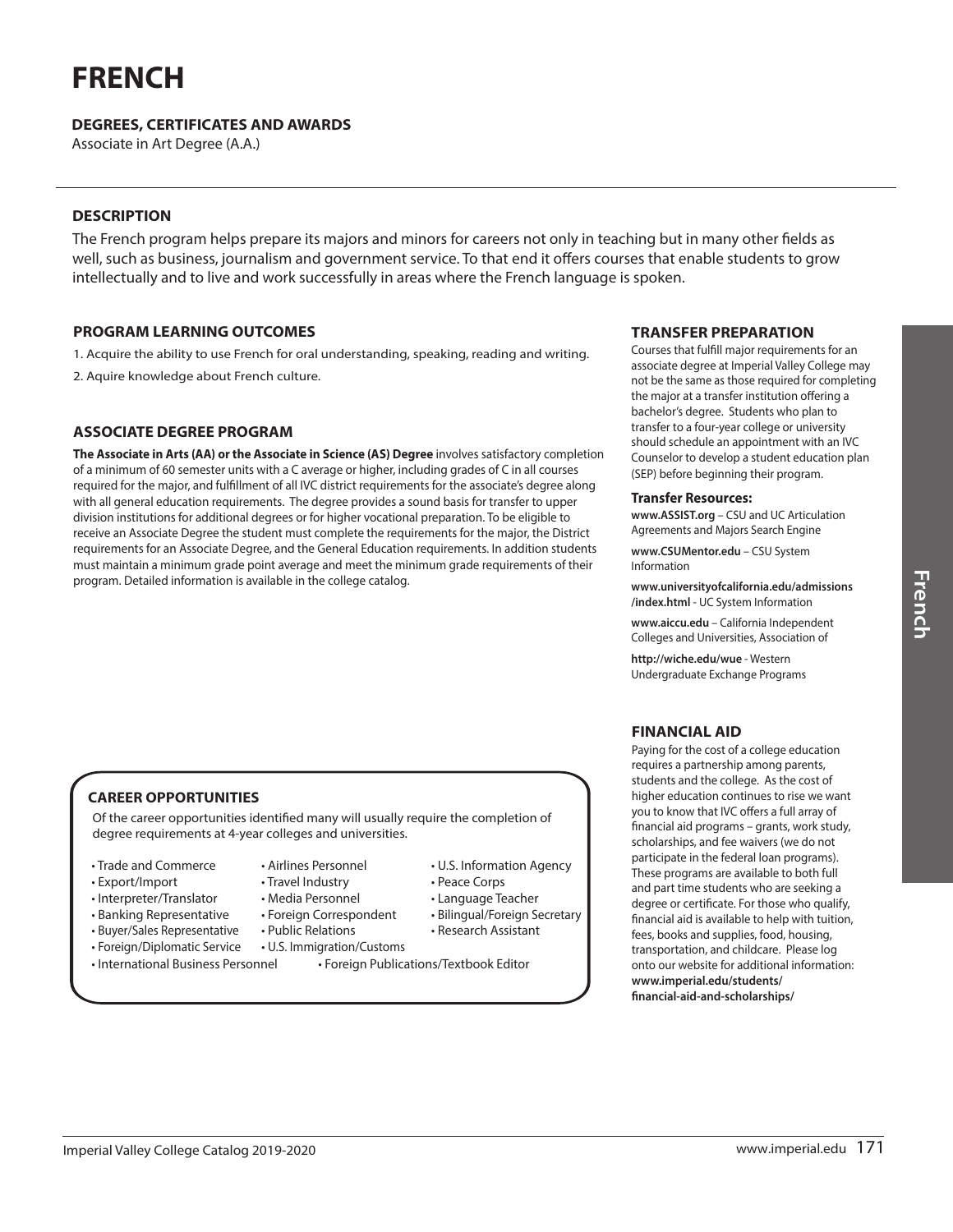# FRENCH

**DEGREES, CERTIFICATES AND AWARDS**

Associate in Art Degree (A.A.)

## DESCRIPTION

The French program helps prepare its majors and minors for careers not only in teaching but in many other fields as well, such as business, journalism and government service. To that end it offers courses that enable students to grow intellectually and to live and work successfully in areas where the French language is spoken.

## PROGRAM LEARNING OUTCOMES

1. Acquire the ability to use French for oral understanding, speaking, reading and writing.
2. Aquire knowledge about French culture.

## ASSOCIATE DEGREE PROGRAM

**The Associate in Arts (AA) or the Associate in Science (AS) Degree** involves satisfactory completion of a minimum of 60 semester units with a C average or higher, including grades of C in all courses required for the major, and fulfillment of all IVC district requirements for the associate's degree along with all general education requirements. The degree provides a sound basis for transfer to upper division institutions for additional degrees or for higher vocational preparation. To be eligible to receive an Associate Degree the student must complete the requirements for the major, the District requirements for an Associate Degree, and the General Education requirements. In addition students must maintain a minimum grade point average and meet the minimum grade requirements of their program. Detailed information is available in the college catalog.

## CAREER OPPORTUNITIES

Of the career opportunities identified many will usually require the completion of degree requirements at 4-year colleges and universities.

- Trade and Commerce
- Export/Import
- Interpreter/Translator
- Banking Representative
- Buyer/Sales Representative
- Foreign/Diplomatic Service
- International Business Personnel
- Airlines Personnel
- Travel Industry
- Media Personnel
- Foreign Correspondent
- Public Relations
- U.S. Immigration/Customs
- Foreign Publications/Textbook Editor
- U.S. Information Agency
- Peace Corps
- Language Teacher
- Bilingual/Foreign Secretary
- Research Assistant

## TRANSFER PREPARATION

Courses that fulfill major requirements for an associate degree at Imperial Valley College may not be the same as those required for completing the major at a transfer institution offering a bachelor's degree. Students who plan to transfer to a four-year college or university should schedule an appointment with an IVC Counselor to develop a student education plan (SEP) before beginning their program.

**Transfer Resources:**

**www.ASSIST.org** – CSU and UC Articulation Agreements and Majors Search Engine

**www.CSUMentor.edu** – CSU System Information

**www.universityofcalifornia.edu/admissions/index.html** - UC System Information

**www.aiccu.edu** – California Independent Colleges and Universities, Association of

**http://wiche.edu/wue** - Western Undergraduate Exchange Programs

## FINANCIAL AID

Paying for the cost of a college education requires a partnership among parents, students and the college. As the cost of higher education continues to rise we want you to know that IVC offers a full array of financial aid programs – grants, work study, scholarships, and fee waivers (we do not participate in the federal loan programs). These programs are available to both full and part time students who are seeking a degree or certificate. For those who qualify, financial aid is available to help with tuition, fees, books and supplies, food, housing, transportation, and childcare. Please log onto our website for additional information: **www.imperial.edu/students/financial-aid-and-scholarships/**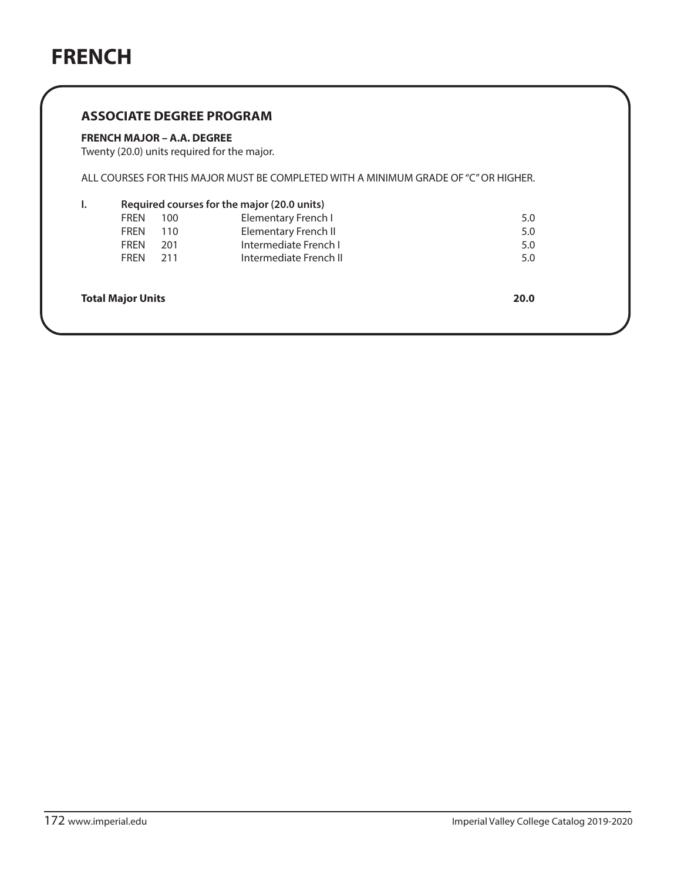# FRENCH

## ASSOCIATE DEGREE PROGRAM

**FRENCH MAJOR – A.A. DEGREE**
Twenty (20.0) units required for the major.

ALL COURSES FOR THIS MAJOR MUST BE COMPLETED WITH A MINIMUM GRADE OF "C" OR HIGHER.

**I. Required courses for the major (20.0 units)**

| | | | |
|---|---|---|---|
| FREN | 100 | Elementary French I | 5.0 |
| FREN | 110 | Elementary French II | 5.0 |
| FREN | 201 | Intermediate French I | 5.0 |
| FREN | 211 | Intermediate French II | 5.0 |

**Total Major Units** **20.0**